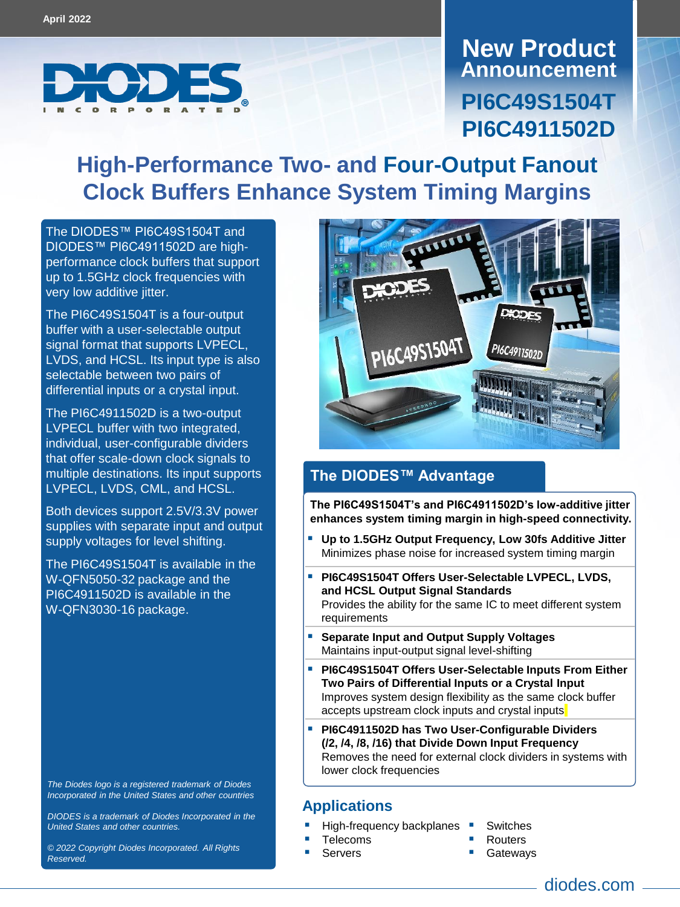April 2022

# New Product Announcement

## PI6C49S1504T
## PI6C4911502D

# High-Performance Two- and Four-Output Fanout Clock Buffers Enhance System Timing Margins

The DIODES™ PI6C49S1504T and DIODES™ PI6C4911502D are high-performance clock buffers that support up to 1.5GHz clock frequencies with very low additive jitter.

The PI6C49S1504T is a four-output buffer with a user-selectable output signal format that supports LVPECL, LVDS, and HCSL. Its input type is also selectable between two pairs of differential inputs or a crystal input.

The PI6C4911502D is a two-output LVPECL buffer with two integrated, individual, user-configurable dividers that offer scale-down clock signals to multiple destinations. Its input supports LVPECL, LVDS, CML, and HCSL.

Both devices support 2.5V/3.3V power supplies with separate input and output supply voltages for level shifting.

The PI6C49S1504T is available in the W-QFN5050-32 package and the PI6C4911502D is available in the W-QFN3030-16 package.

*The Diodes logo is a registered trademark of Diodes Incorporated in the United States and other countries*

*DIODES is a trademark of Diodes Incorporated in the United States and other countries.*

*© 2022 Copyright Diodes Incorporated. All Rights Reserved.*

## The DIODES™ Advantage

**The PI6C49S1504T's and PI6C4911502D's low-additive jitter enhances system timing margin in high-speed connectivity.**

- **Up to 1.5GHz Output Frequency, Low 30fs Additive Jitter**
  Minimizes phase noise for increased system timing margin
- **PI6C49S1504T Offers User-Selectable LVPECL, LVDS, and HCSL Output Signal Standards**
  Provides the ability for the same IC to meet different system requirements
- **Separate Input and Output Supply Voltages**
  Maintains input-output signal level-shifting
- **PI6C49S1504T Offers User-Selectable Inputs From Either Two Pairs of Differential Inputs or a Crystal Input**
  Improves system design flexibility as the same clock buffer accepts upstream clock inputs and crystal inputs
- **PI6C4911502D has Two User-Configurable Dividers (/2, /4, /8, /16) that Divide Down Input Frequency**
  Removes the need for external clock dividers in systems with lower clock frequencies

## Applications

- High-frequency backplanes
- Telecoms
- Servers
- Switches
- Routers
- Gateways

diodes.com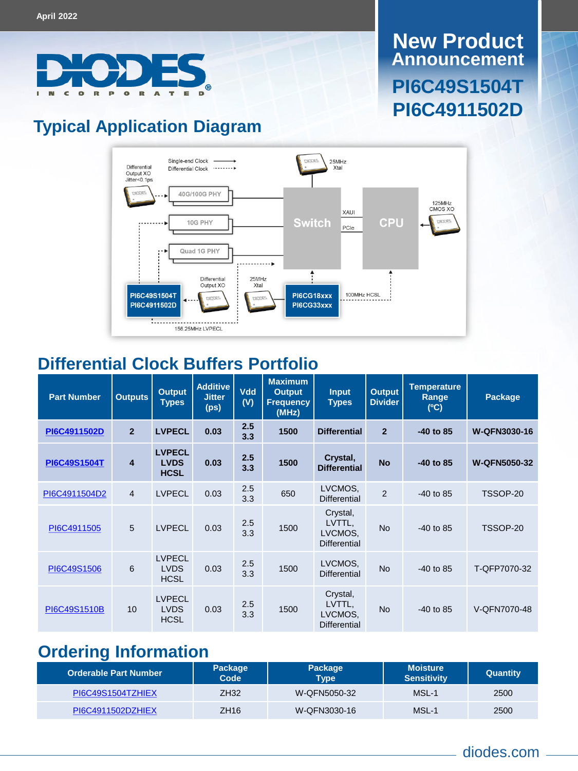April 2022

# New Product Announcement

## PI6C49S1504T
## PI6C4911502D

## Typical Application Diagram

Single-end Clock
Differential Clock
Differential Output XO Jitter<0.1ps
25MHz Xtal
40G/100G PHY
10G PHY
Quad 1G PHY
Switch
XAUI
PCIe
CPU
125MHz CMOS XO
Differential Output XO
25MHz Xtal
PI6C49S1504T
PI6C4911502D
PI6CG18xxx
PI6CG33xxx
100MHz HCSL
156.25MHz LVPECL

## Differential Clock Buffers Portfolio

| Part Number | Outputs | Output Types | Additive Jitter (ps) | Vdd (V) | Maximum Output Frequency (MHz) | Input Types | Output Divider | Temperature Range (°C) | Package |
|---|---|---|---|---|---|---|---|---|---|
| **PI6C4911502D** | **2** | **LVPECL** | **0.03** | **2.5 3.3** | **1500** | **Differential** | **2** | **-40 to 85** | **W-QFN3030-16** |
| **PI6C49S1504T** | **4** | **LVPECL LVDS HCSL** | **0.03** | **2.5 3.3** | **1500** | **Crystal, Differential** | **No** | **-40 to 85** | **W-QFN5050-32** |
| PI6C4911504D2 | 4 | LVPECL | 0.03 | 2.5 3.3 | 650 | LVCMOS, Differential | 2 | -40 to 85 | TSSOP-20 |
| PI6C4911505 | 5 | LVPECL | 0.03 | 2.5 3.3 | 1500 | Crystal, LVTTL, LVCMOS, Differential | No | -40 to 85 | TSSOP-20 |
| PI6C49S1506 | 6 | LVPECL LVDS HCSL | 0.03 | 2.5 3.3 | 1500 | LVCMOS, Differential | No | -40 to 85 | T-QFP7070-32 |
| PI6C49S1510B | 10 | LVPECL LVDS HCSL | 0.03 | 2.5 3.3 | 1500 | Crystal, LVTTL, LVCMOS, Differential | No | -40 to 85 | V-QFN7070-48 |

## Ordering Information

| Orderable Part Number | Package Code | Package Type | Moisture Sensitivity | Quantity |
|---|---|---|---|---|
| PI6C49S1504TZHIEX | ZH32 | W-QFN5050-32 | MSL-1 | 2500 |
| PI6C4911502DZHIEX | ZH16 | W-QFN3030-16 | MSL-1 | 2500 |

diodes.com